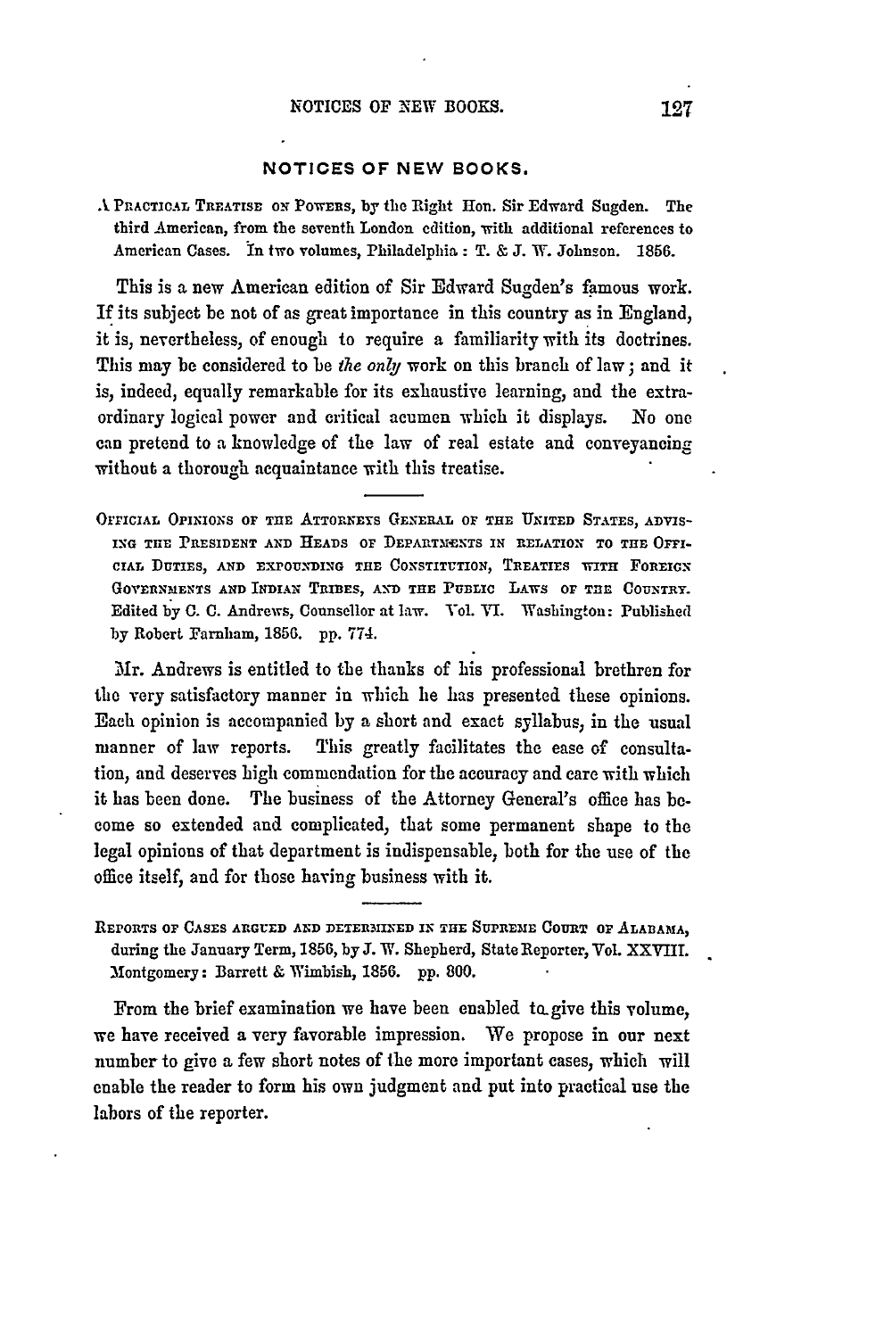## NOTICES OF NEW BOOKS.

A Practical Treatise on Powers, by the Right Hon. Sir Edward Sugden. The third American, from the seventh London edition, with additional references to American Cases. In two volumes, Philadelphia: T. & J. W. Johnson. 1856.

This is a new American edition of Sir Edward Sugden's famous work. If its subject be not of as great importance in this country as in England, it is, nevertheless, of enough to require a familiarity with its doctrines. This may be considered to be *the only* work on this branch of law; and it is, indeed, equally remarkable for its exhaustive learning, and the extraordinary logical power and critical acumen which it displays. No one can pretend to a knowledge of the law of real estate and conveyancing without a thorough acquaintance with this treatise.

---

Official Opinions of the Attorneys General of the United States, advising the President and Heads of Departments in relation to the Official Duties, and expounding the Constitution, Treaties with Foreign Governments and Indian Tribes, and the Public Laws of the Country. Edited by C. C. Andrews, Counsellor at law. Vol. VI. Washington: Published by Robert Farnham, 1856. pp. 774.

Mr. Andrews is entitled to the thanks of his professional brethren for the very satisfactory manner in which he has presented these opinions. Each opinion is accompanied by a short and exact syllabus, in the usual manner of law reports. This greatly facilitates the ease of consultation, and deserves high commendation for the accuracy and care with which it has been done. The business of the Attorney General's office has become so extended and complicated, that some permanent shape to the legal opinions of that department is indispensable, both for the use of the office itself, and for those having business with it.

---

Reports of Cases argued and determined in the Supreme Court of Alabama, during the January Term, 1856, by J. W. Shepherd, State Reporter, Vol. XXVIII. Montgomery: Barrett & Wimbish, 1856. pp. 800.

From the brief examination we have been enabled to give this volume, we have received a very favorable impression. We propose in our next number to give a few short notes of the more important cases, which will enable the reader to form his own judgment and put into practical use the labors of the reporter.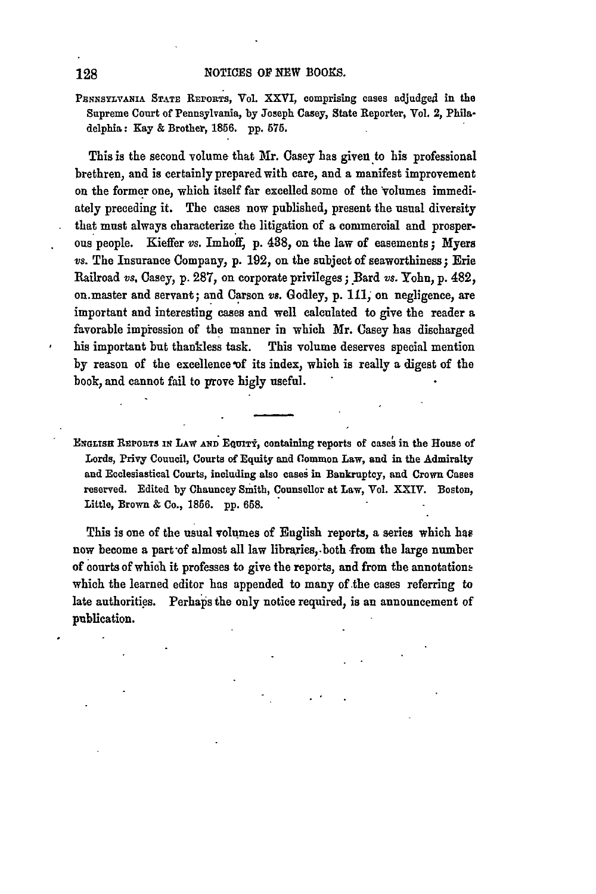PENNSYLVANIA STATE REPORTS, Vol. XXVI, comprising cases adjudged in the Supreme Court of Pennsylvania, by Joseph Casey, State Reporter, Vol. 2, Philadelphia: Kay & Brother, 1856. pp. 575.

This is the second volume that Mr. Casey has given to his professional brethren, and is certainly prepared with care, and a manifest improvement on the former one, which itself far excelled some of the volumes immediately preceding it. The cases now published, present the usual diversity that must always characterize the litigation of a commercial and prosperous people. Kieffer *vs.* Imhoff, p. 438, on the law of easements; Myers *vs.* The Insurance Company, p. 192, on the subject of seaworthiness; Erie Railroad *vs.* Casey, p. 287, on corporate privileges; Bard *vs.* Yohn, p. 482, on master and servant; and Carson *vs.* Godley, p. 111, on negligence, are important and interesting cases and well calculated to give the reader a favorable impression of the manner in which Mr. Casey has discharged his important but thankless task. This volume deserves special mention by reason of the excellence of its index, which is really a digest of the book, and cannot fail to prove higly useful.

---

ENGLISH REPORTS IN LAW AND EQUITY, containing reports of cases in the House of Lords, Privy Council, Courts of Equity and Common Law, and in the Admiralty and Ecclesiastical Courts, including also cases in Bankruptcy, and Crown Cases reserved. Edited by Chauncey Smith, Counsellor at Law, Vol. XXIV. Boston, Little, Brown & Co., 1856. pp. 658.

This is one of the usual volumes of English reports, a series which has now become a part of almost all law libraries, both from the large number of courts of which it professes to give the reports, and from the annotations which the learned editor has appended to many of the cases referring to late authorities. Perhaps the only notice required, is an announcement of publication.